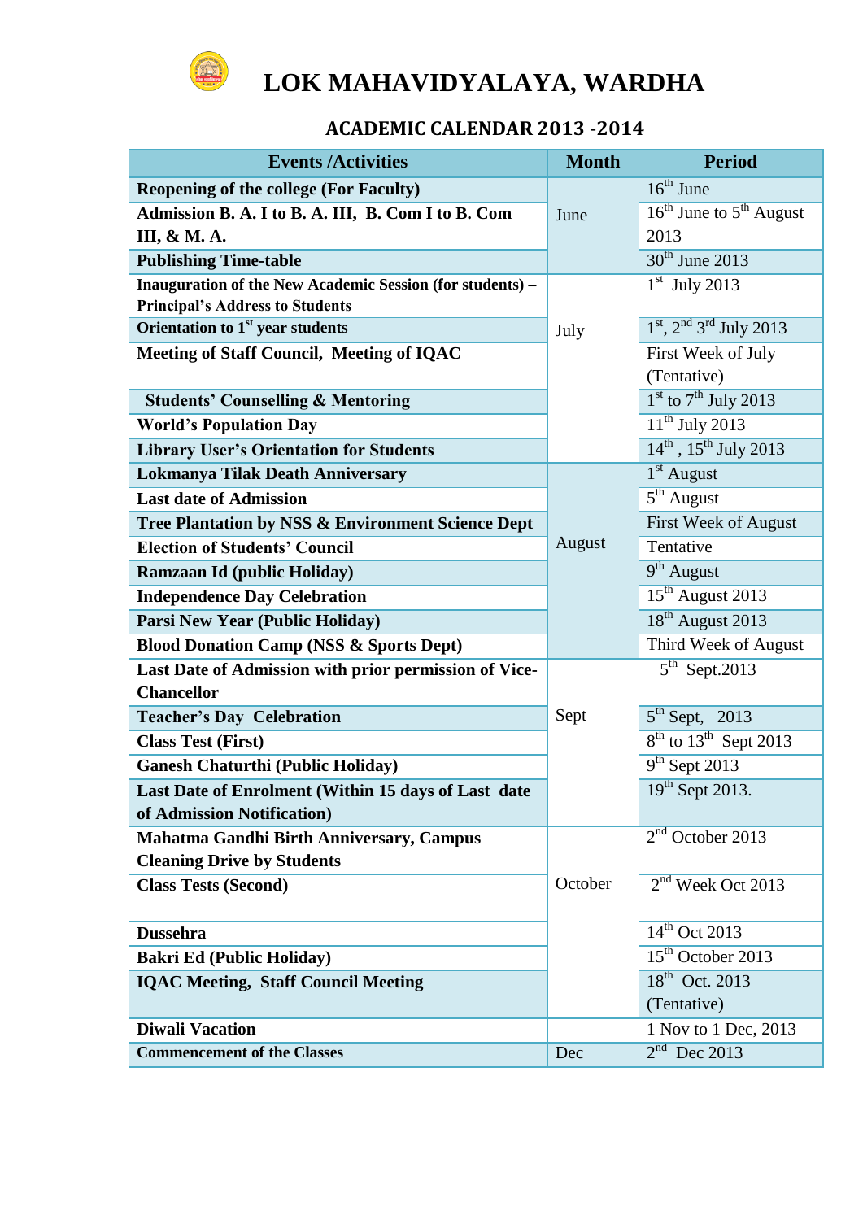# LOK MAHAVIDYALAYA, WARDHA

## ACADEMIC CALENDAR 2013 -2014

| Events /Activities | Month | Period |
|---|---|---|
| **Reopening of the college (For Faculty)** | June | 16th June |
| **Admission B. A. I to B. A. III, B. Com I to B. Com III, & M. A.** | | 16th June to 5th August 2013 |
| **Publishing Time-table** | | 30th June 2013 |
| **Inauguration of the New Academic Session (for students) – Principal's Address to Students** | July | 1st July 2013 |
| **Orientation to 1st year students** | | 1st, 2nd 3rd July 2013 |
| **Meeting of Staff Council, Meeting of IQAC** | | First Week of July (Tentative) |
| **Students' Counselling & Mentoring** | | 1st to 7th July 2013 |
| **World's Population Day** | | 11th July 2013 |
| **Library User's Orientation for Students** | | 14th, 15th July 2013 |
| **Lokmanya Tilak Death Anniversary** | August | 1st August |
| **Last date of Admission** | | 5th August |
| **Tree Plantation by NSS & Environment Science Dept** | | First Week of August |
| **Election of Students' Council** | | Tentative |
| **Ramzaan Id (public Holiday)** | | 9th August |
| **Independence Day Celebration** | | 15th August 2013 |
| **Parsi New Year (Public Holiday)** | | 18th August 2013 |
| **Blood Donation Camp (NSS & Sports Dept)** | | Third Week of August |
| **Last Date of Admission with prior permission of Vice-Chancellor** | Sept | 5th Sept.2013 |
| **Teacher's Day Celebration** | | 5th Sept, 2013 |
| **Class Test (First)** | | 8th to 13th Sept 2013 |
| **Ganesh Chaturthi (Public Holiday)** | | 9th Sept 2013 |
| **Last Date of Enrolment (Within 15 days of Last date of Admission Notification)** | | 19th Sept 2013. |
| **Mahatma Gandhi Birth Anniversary, Campus Cleaning Drive by Students** | October | 2nd October 2013 |
| **Class Tests (Second)** | | 2nd Week Oct 2013 |
| **Dussehra** | | 14th Oct 2013 |
| **Bakri Ed (Public Holiday)** | | 15th October 2013 |
| **IQAC Meeting, Staff Council Meeting** | | 18th Oct. 2013 (Tentative) |
| **Diwali Vacation** | | 1 Nov to 1 Dec, 2013 |
| **Commencement of the Classes** | Dec | 2nd Dec 2013 |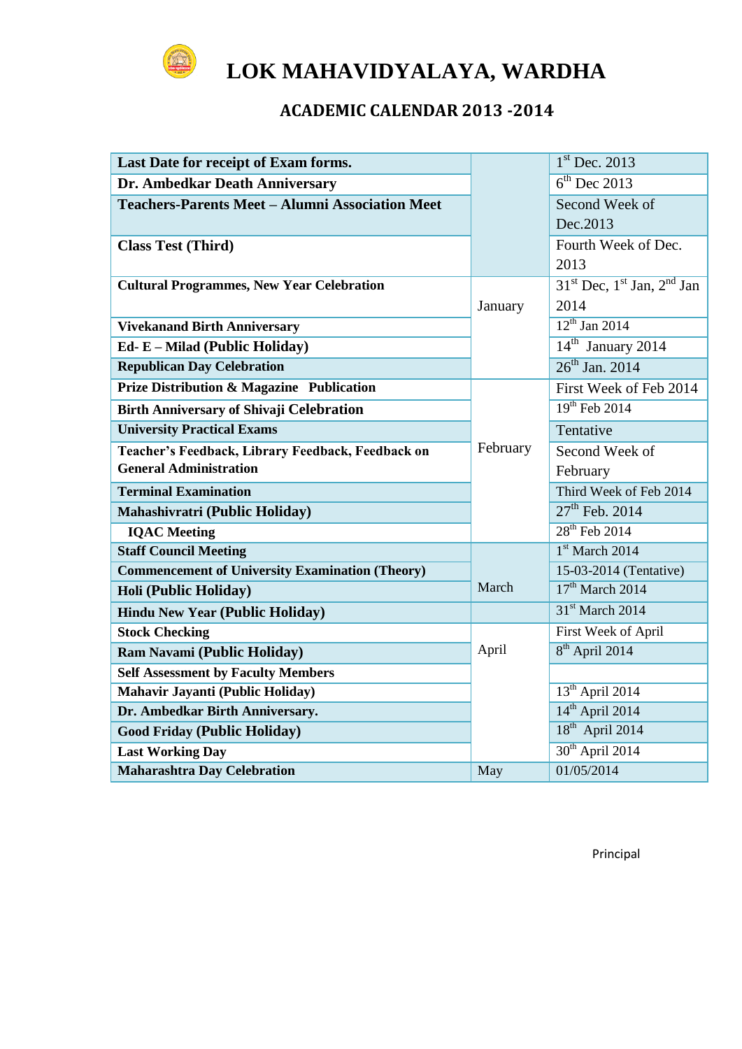# LOK MAHAVIDYALAYA, WARDHA

## ACADEMIC CALENDAR 2013 -2014

| Event | Month | Date |
|---|---|---|
| **Last Date for receipt of Exam forms.** | | 1st Dec. 2013 |
| **Dr. Ambedkar Death Anniversary** | | 6th Dec 2013 |
| **Teachers-Parents Meet – Alumni Association Meet** | | Second Week of Dec.2013 |
| **Class Test (Third)** | | Fourth Week of Dec. 2013 |
| **Cultural Programmes, New Year Celebration** | January | 31st Dec, 1st Jan, 2nd Jan 2014 |
| **Vivekanand Birth Anniversary** | | 12th Jan 2014 |
| **Ed- E – Milad (Public Holiday)** | | 14th January 2014 |
| **Republican Day Celebration** | | 26th Jan. 2014 |
| **Prize Distribution & Magazine Publication** | February | First Week of Feb 2014 |
| **Birth Anniversary of Shivaji Celebration** | | 19th Feb 2014 |
| **University Practical Exams** | | Tentative |
| **Teacher's Feedback, Library Feedback, Feedback on General Administration** | | Second Week of February |
| **Terminal Examination** | | Third Week of Feb 2014 |
| **Mahashivratri (Public Holiday)** | | 27th Feb. 2014 |
| **IQAC Meeting** | | 28th Feb 2014 |
| **Staff Council Meeting** | March | 1st March 2014 |
| **Commencement of University Examination (Theory)** | | 15-03-2014 (Tentative) |
| **Holi (Public Holiday)** | | 17th March 2014 |
| **Hindu New Year (Public Holiday)** | | 31st March 2014 |
| **Stock Checking** | April | First Week of April |
| **Ram Navami (Public Holiday)** | | 8th April 2014 |
| **Self Assessment by Faculty Members** | | |
| **Mahavir Jayanti (Public Holiday)** | | 13th April 2014 |
| **Dr. Ambedkar Birth Anniversary.** | | 14th April 2014 |
| **Good Friday (Public Holiday)** | | 18th April 2014 |
| **Last Working Day** | | 30th April 2014 |
| **Maharashtra Day Celebration** | May | 01/05/2014 |

Principal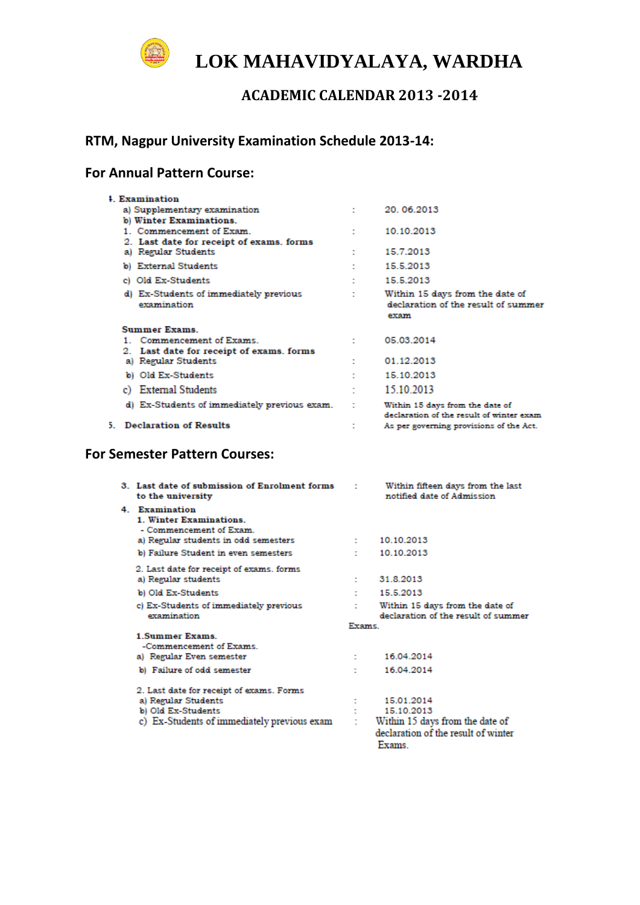# LOK MAHAVIDYALAYA, WARDHA

## ACADEMIC CALENDAR 2013 -2014

### RTM, Nagpur University Examination Schedule 2013-14:

### For Annual Pattern Course:

| | | |
|---|---|---|
| **4. Examination** | | |
| a) Supplementary examination | : | 20. 06.2013 |
| **b) Winter Examinations.** | | |
| 1. Commencement of Exam. | : | 10.10.2013 |
| **2. Last date for receipt of exams. forms** | | |
| a) Regular Students | : | 15.7.2013 |
| b) External Students | : | 15.5.2013 |
| c) Old Ex-Students | : | 15.5.2013 |
| d) Ex-Students of immediately previous examination | : | Within 15 days from the date of declaration of the result of summer exam |
| **Summer Exams.** | | |
| 1. Commencement of Exams. | : | 05.03.2014 |
| **2. Last date for receipt of exams. forms** | | |
| a) Regular Students | : | 01.12.2013 |
| b) Old Ex-Students | : | 15.10.2013 |
| c) External Students | : | 15.10.2013 |
| d) Ex-Students of immediately previous exam. | : | Within 15 days from the date of declaration of the result of winter exam |
| **5. Declaration of Results** | : | As per governing provisions of the Act. |

### For Semester Pattern Courses:

| | | |
|---|---|---|
| **3. Last date of submission of Enrolment forms to the university** | : | Within fifteen days from the last notified date of Admission |
| **4. Examination** | | |
| **1. Winter Examinations.** | | |
| - Commencement of Exam. | | |
| a) Regular students in odd semesters | : | 10.10.2013 |
| b) Failure Student in even semesters | : | 10.10.2013 |
| 2. Last date for receipt of exams. forms | | |
| a) Regular students | : | 31.8.2013 |
| b) Old Ex-Students | : | 15.5.2013 |
| c) Ex-Students of immediately previous examination | : | Within 15 days from the date of declaration of the result of summer Exams. |
| **1.Summer Exams.** | | |
| -Commencement of Exams. | | |
| a) Regular Even semester | : | 16.04.2014 |
| b) Failure of odd semester | : | 16.04.2014 |
| 2. Last date for receipt of exams. Forms | | |
| a) Regular Students | : | 15.01.2014 |
| b) Old Ex-Students | : | 15.10.2013 |
| c) Ex-Students of immediately previous exam | : | Within 15 days from the date of declaration of the result of winter Exams. |